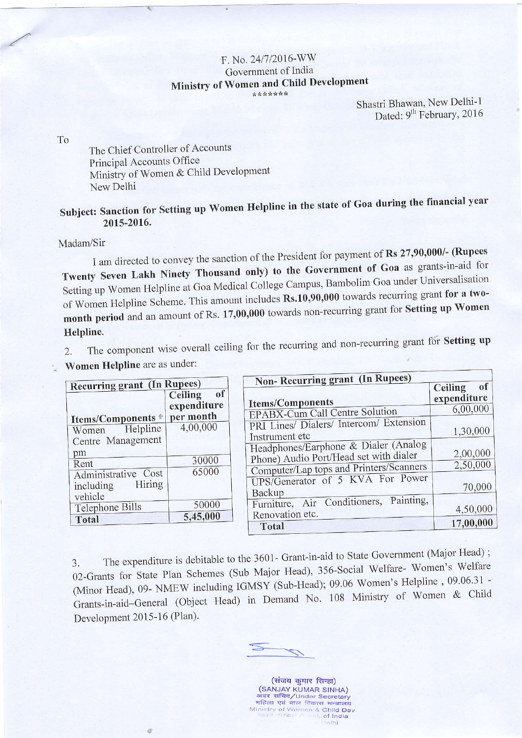F. No. 24/7/2016-WW
Government of India
**Ministry of Women and Child Development**
\*\*\*\*\*\*\*

Shastri Bhawan, New Delhi-1
Dated: 9th February, 2016

To

The Chief Controller of Accounts
Principal Accounts Office
Ministry of Women & Child Development
New Delhi

**Subject: Sanction for Setting up Women Helpline in the state of Goa during the financial year 2015-2016.**

Madam/Sir

I am directed to convey the sanction of the President for payment of **Rs 27,90,000/- (Rupees Twenty Seven Lakh Ninety Thousand only) to the Government of Goa** as grants-in-aid for Setting up Women Helpline at Goa Medical College Campus, Bambolim Goa under Universalisation of Women Helpline Scheme. This amount includes **Rs.10,90,000** towards recurring grant **for a two-month period** and an amount of Rs. **17,00,000** towards non-recurring grant for **Setting up Women Helpline**.

2. The component wise overall ceiling for the recurring and non-recurring grant for **Setting up Women Helpline** are as under:

| **Recurring grant (In Rupees)** | |
|---|---|
| **Items/Components** | **Ceiling of expenditure per month** |
| Women Helpline Centre Management pm | 4,00,000 |
| Rent | 30000 |
| Administrative Cost including Hiring vehicle | 65000 |
| Telephone Bills | 50000 |
| **Total** | **5,45,000** |

| **Non- Recurring grant (In Rupees)** | |
|---|---|
| **Items/Components** | **Ceiling of expenditure** |
| EPABX-Cum Call Centre Solution | 6,00,000 |
| PRI Lines/ Dialers/ Intercom/ Extension Instrument etc | 1,30,000 |
| Headphones/Earphone & Dialer (Analog Phone) Audio Port/Head set with dialer | 2,00,000 |
| Computer/Lap tops and Printers/Scanners | 2,50,000 |
| UPS/Generator of 5 KVA For Power Backup | 70,000 |
| Furniture, Air Conditioners, Painting, Renovation etc. | 4,50,000 |
| **Total** | **17,00,000** |

3. The expenditure is debitable to the 3601- Grant-in-aid to State Government (Major Head) ; 02-Grants for State Plan Schemes (Sub Major Head), 356-Social Welfare- Women's Welfare (Minor Head), 09- NMEW including IGMSY (Sub-Head); 09.06 Women's Helpline , 09.06.31 - Grants-in-aid–General (Object Head) in Demand No. 108 Ministry of Women & Child Development 2015-16 (Plan).

(संजय कुमार सिन्हा)
(SANJAY KUMAR SINHA)
अवर सचिव/Under Secretary
महिला एवं बाल विकास मन्त्रालय
Ministry of Women & Child Dev
भारत सरकार / Govt. of India
Delhi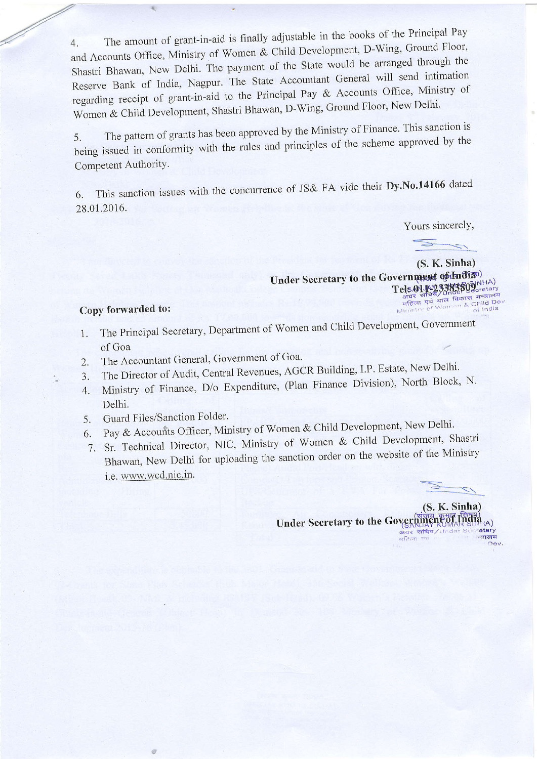4. The amount of grant-in-aid is finally adjustable in the books of the Principal Pay and Accounts Office, Ministry of Women & Child Development, D-Wing, Ground Floor, Shastri Bhawan, New Delhi. The payment of the State would be arranged through the Reserve Bank of India, Nagpur. The State Accountant General will send intimation regarding receipt of grant-in-aid to the Principal Pay & Accounts Office, Ministry of Women & Child Development, Shastri Bhawan, D-Wing, Ground Floor, New Delhi.

5. The pattern of grants has been approved by the Ministry of Finance. This sanction is being issued in conformity with the rules and principles of the scheme approved by the Competent Authority.

6. This sanction issues with the concurrence of JS& FA vide their **Dy.No.14166** dated 28.01.2016.

Yours sincerely,

**(S. K. Sinha)**
**Under Secretary to the Government of India**
**Tel: 011-23383809**

(संजय कुमार सिन्हा)
(SANJAY KUMAR SINHA)
अवर सचिव/Under Secretary
महिला एवं बाल विकास मंत्रालय
Ministry of Women & Child Dev
Govt. of India

**Copy forwarded to:**

1. The Principal Secretary, Department of Women and Child Development, Government of Goa
2. The Accountant General, Government of Goa.
3. The Director of Audit, Central Revenues, AGCR Building, I.P. Estate, New Delhi.
4. Ministry of Finance, D/o Expenditure, (Plan Finance Division), North Block, N. Delhi.
5. Guard Files/Sanction Folder.
6. Pay & Accounts Officer, Ministry of Women & Child Development, New Delhi.
7. Sr. Technical Director, NIC, Ministry of Women & Child Development, Shastri Bhawan, New Delhi for uploading the sanction order on the website of the Ministry i.e. www.wcd.nic.in.

**(S. K. Sinha)**
**Under Secretary to the Government of India**

(संजय कुमार सिन्हा)
(SANJAY KUMAR SINHA)
अवर सचिव/Under Secretary